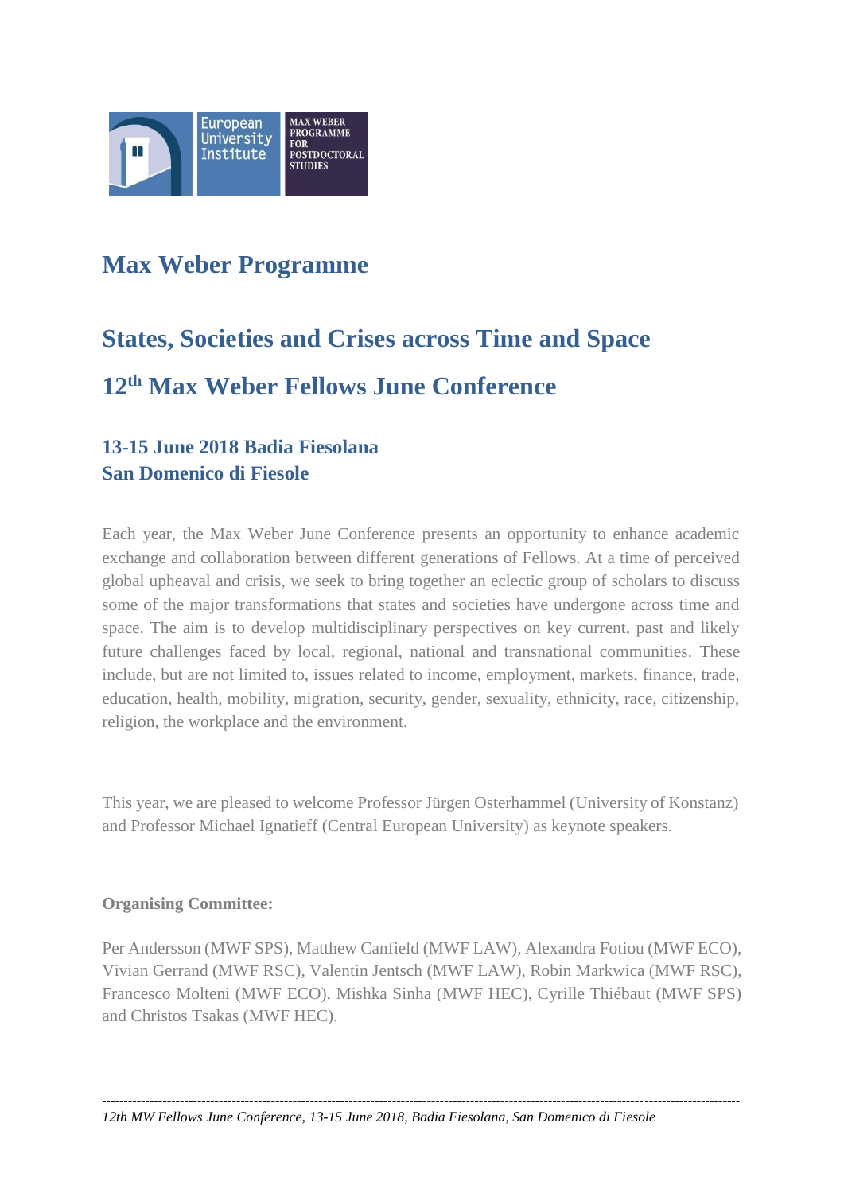European University Institute

MAX WEBER PROGRAMME FOR POSTDOCTORAL STUDIES

# Max Weber Programme

## States, Societies and Crises across Time and Space

## 12th Max Weber Fellows June Conference

### 13-15 June 2018 Badia Fiesolana
### San Domenico di Fiesole

Each year, the Max Weber June Conference presents an opportunity to enhance academic exchange and collaboration between different generations of Fellows. At a time of perceived global upheaval and crisis, we seek to bring together an eclectic group of scholars to discuss some of the major transformations that states and societies have undergone across time and space. The aim is to develop multidisciplinary perspectives on key current, past and likely future challenges faced by local, regional, national and transnational communities. These include, but are not limited to, issues related to income, employment, markets, finance, trade, education, health, mobility, migration, security, gender, sexuality, ethnicity, race, citizenship, religion, the workplace and the environment.

This year, we are pleased to welcome Professor Jürgen Osterhammel (University of Konstanz) and Professor Michael Ignatieff (Central European University) as keynote speakers.

**Organising Committee:**

Per Andersson (MWF SPS), Matthew Canfield (MWF LAW), Alexandra Fotiou (MWF ECO), Vivian Gerrand (MWF RSC), Valentin Jentsch (MWF LAW), Robin Markwica (MWF RSC), Francesco Molteni (MWF ECO), Mishka Sinha (MWF HEC), Cyrille Thiébaut (MWF SPS) and Christos Tsakas (MWF HEC).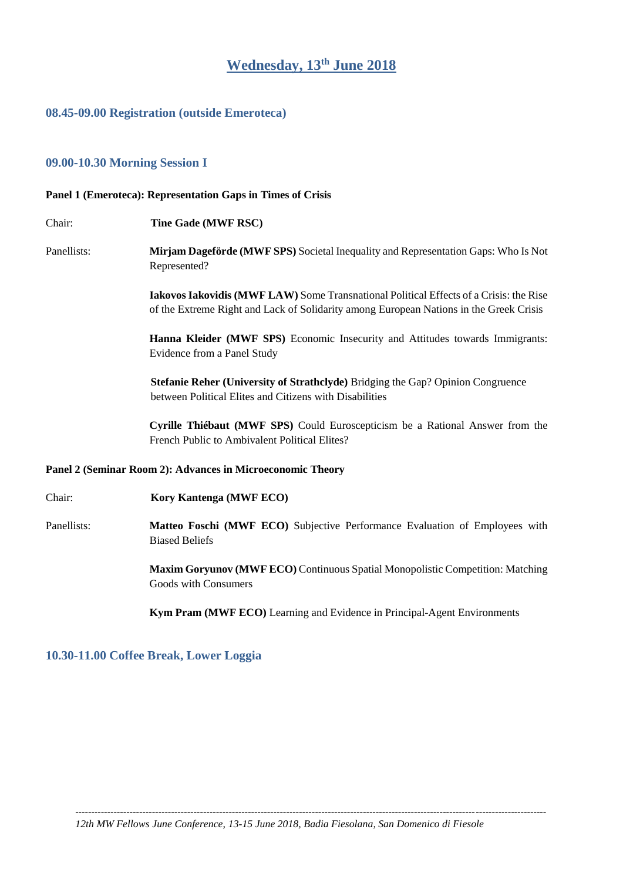# Wednesday, 13th June 2018

## 08.45-09.00 Registration (outside Emeroteca)

## 09.00-10.30 Morning Session I

**Panel 1 (Emeroteca): Representation Gaps in Times of Crisis**

Chair: **Tine Gade (MWF RSC)**

Panellists:

**Mirjam Dageförde (MWF SPS)** Societal Inequality and Representation Gaps: Who Is Not Represented?

**Iakovos Iakovidis (MWF LAW)** Some Transnational Political Effects of a Crisis: the Rise of the Extreme Right and Lack of Solidarity among European Nations in the Greek Crisis

**Hanna Kleider (MWF SPS)** Economic Insecurity and Attitudes towards Immigrants: Evidence from a Panel Study

**Stefanie Reher (University of Strathclyde)** Bridging the Gap? Opinion Congruence between Political Elites and Citizens with Disabilities

**Cyrille Thiébaut (MWF SPS)** Could Euroscepticism be a Rational Answer from the French Public to Ambivalent Political Elites?

**Panel 2 (Seminar Room 2): Advances in Microeconomic Theory**

Chair: **Kory Kantenga (MWF ECO)**

Panellists:

**Matteo Foschi (MWF ECO)** Subjective Performance Evaluation of Employees with Biased Beliefs

**Maxim Goryunov (MWF ECO)** Continuous Spatial Monopolistic Competition: Matching Goods with Consumers

**Kym Pram (MWF ECO)** Learning and Evidence in Principal-Agent Environments

## 10.30-11.00 Coffee Break, Lower Loggia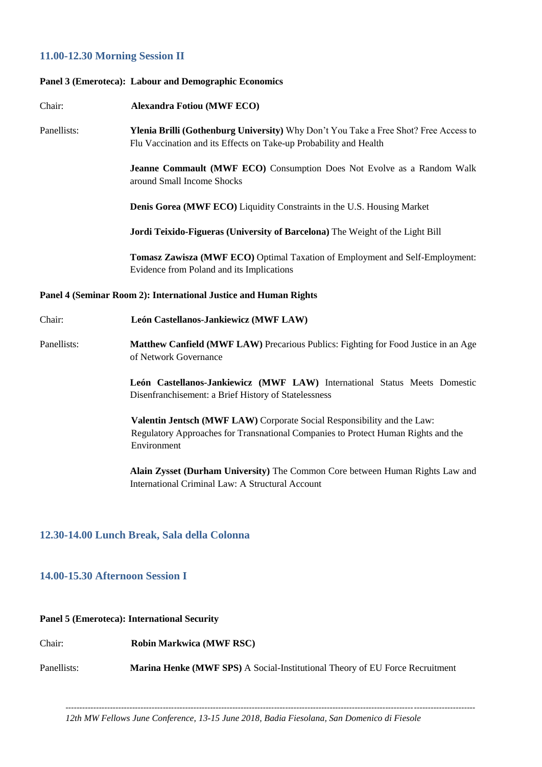## 11.00-12.30 Morning Session II

**Panel 3 (Emeroteca): Labour and Demographic Economics**

Chair: **Alexandra Fotiou (MWF ECO)**

Panellists:

**Ylenia Brilli (Gothenburg University)** Why Don't You Take a Free Shot? Free Access to Flu Vaccination and its Effects on Take-up Probability and Health

**Jeanne Commault (MWF ECO)** Consumption Does Not Evolve as a Random Walk around Small Income Shocks

**Denis Gorea (MWF ECO)** Liquidity Constraints in the U.S. Housing Market

**Jordi Teixido-Figueras (University of Barcelona)** The Weight of the Light Bill

**Tomasz Zawisza (MWF ECO)** Optimal Taxation of Employment and Self-Employment: Evidence from Poland and its Implications

**Panel 4 (Seminar Room 2): International Justice and Human Rights**

Chair: **León Castellanos-Jankiewicz (MWF LAW)**

Panellists:

**Matthew Canfield (MWF LAW)** Precarious Publics: Fighting for Food Justice in an Age of Network Governance

**León Castellanos-Jankiewicz (MWF LAW)** International Status Meets Domestic Disenfranchisement: a Brief History of Statelessness

**Valentin Jentsch (MWF LAW)** Corporate Social Responsibility and the Law: Regulatory Approaches for Transnational Companies to Protect Human Rights and the Environment

**Alain Zysset (Durham University)** The Common Core between Human Rights Law and International Criminal Law: A Structural Account

## 12.30-14.00 Lunch Break, Sala della Colonna

## 14.00-15.30 Afternoon Session I

**Panel 5 (Emeroteca): International Security**

Chair: **Robin Markwica (MWF RSC)**

Panellists:

**Marina Henke (MWF SPS)** A Social-Institutional Theory of EU Force Recruitment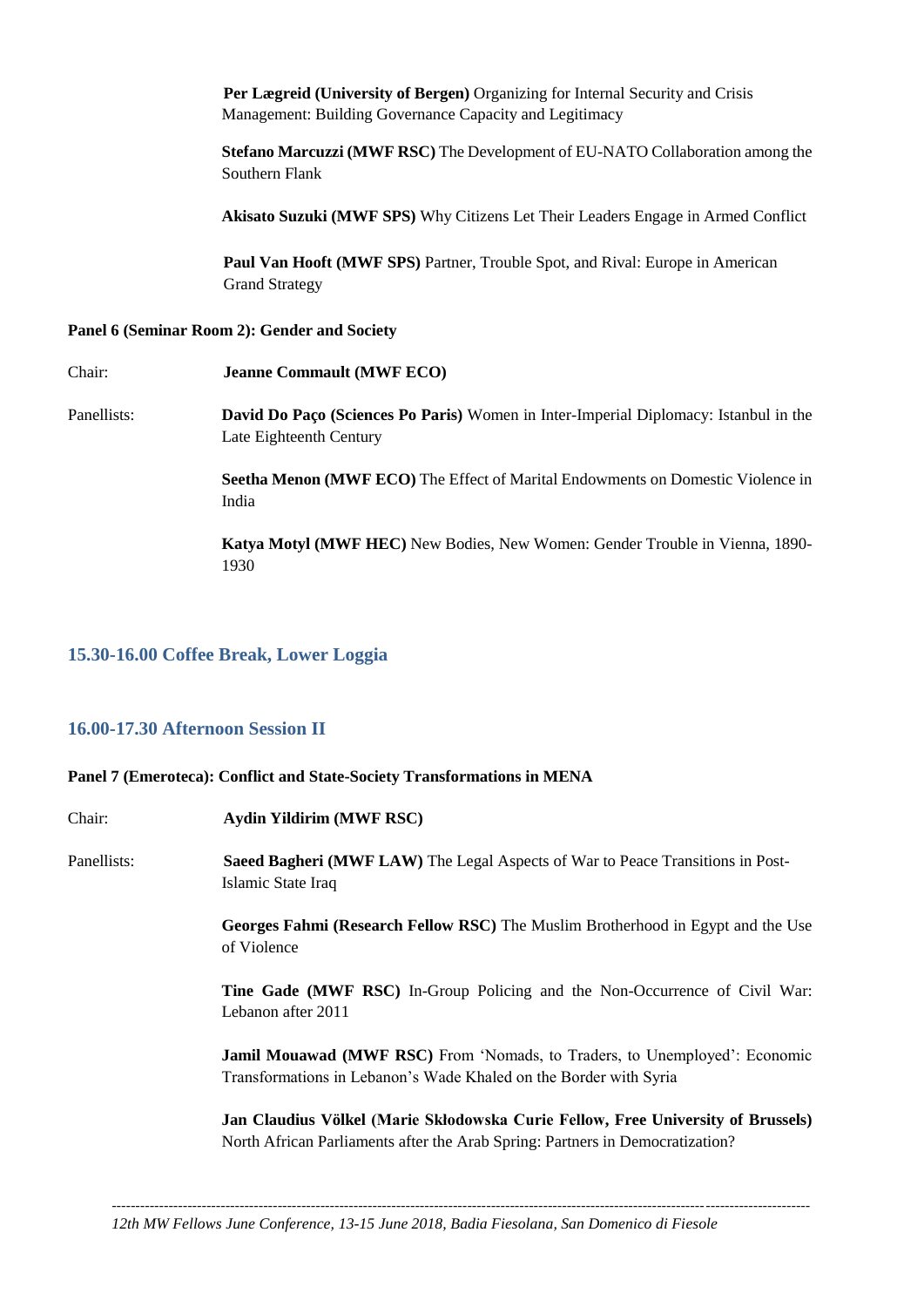**Per Lægreid (University of Bergen)** Organizing for Internal Security and Crisis Management: Building Governance Capacity and Legitimacy

**Stefano Marcuzzi (MWF RSC)** The Development of EU-NATO Collaboration among the Southern Flank

**Akisato Suzuki (MWF SPS)** Why Citizens Let Their Leaders Engage in Armed Conflict

**Paul Van Hooft (MWF SPS)** Partner, Trouble Spot, and Rival: Europe in American Grand Strategy

**Panel 6 (Seminar Room 2): Gender and Society**

Chair: **Jeanne Commault (MWF ECO)**

Panellists: **David Do Paço (Sciences Po Paris)** Women in Inter-Imperial Diplomacy: Istanbul in the Late Eighteenth Century

**Seetha Menon (MWF ECO)** The Effect of Marital Endowments on Domestic Violence in India

**Katya Motyl (MWF HEC)** New Bodies, New Women: Gender Trouble in Vienna, 1890-1930

## 15.30-16.00 Coffee Break, Lower Loggia

## 16.00-17.30 Afternoon Session II

**Panel 7 (Emeroteca): Conflict and State-Society Transformations in MENA**

Chair: **Aydin Yildirim (MWF RSC)**

Panellists: **Saeed Bagheri (MWF LAW)** The Legal Aspects of War to Peace Transitions in Post-Islamic State Iraq

**Georges Fahmi (Research Fellow RSC)** The Muslim Brotherhood in Egypt and the Use of Violence

**Tine Gade (MWF RSC)** In-Group Policing and the Non-Occurrence of Civil War: Lebanon after 2011

**Jamil Mouawad (MWF RSC)** From 'Nomads, to Traders, to Unemployed': Economic Transformations in Lebanon's Wade Khaled on the Border with Syria

**Jan Claudius Völkel (Marie Skłodowska Curie Fellow, Free University of Brussels)** North African Parliaments after the Arab Spring: Partners in Democratization?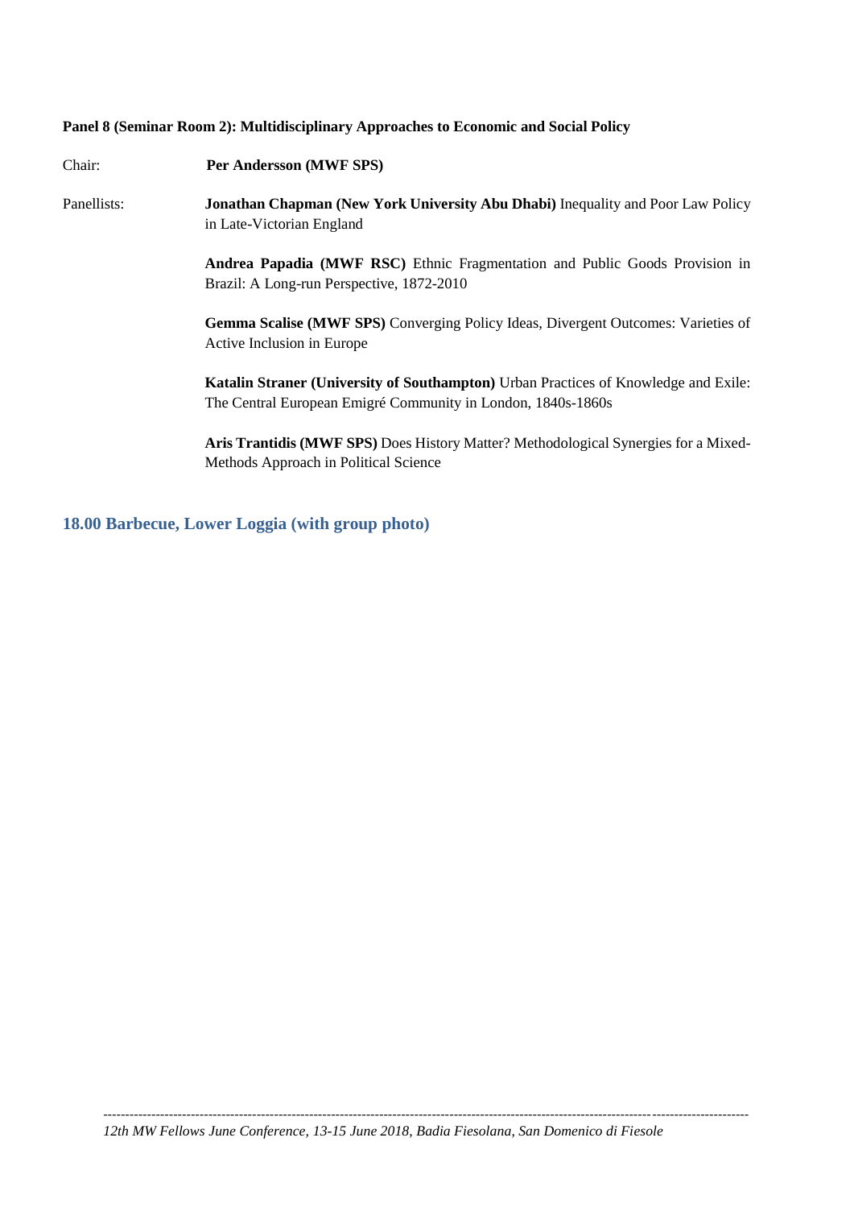**Panel 8 (Seminar Room 2): Multidisciplinary Approaches to Economic and Social Policy**

Chair: **Per Andersson (MWF SPS)**

Panellists:

**Jonathan Chapman (New York University Abu Dhabi)** Inequality and Poor Law Policy in Late-Victorian England

**Andrea Papadia (MWF RSC)** Ethnic Fragmentation and Public Goods Provision in Brazil: A Long-run Perspective, 1872-2010

**Gemma Scalise (MWF SPS)** Converging Policy Ideas, Divergent Outcomes: Varieties of Active Inclusion in Europe

**Katalin Straner (University of Southampton)** Urban Practices of Knowledge and Exile: The Central European Emigré Community in London, 1840s-1860s

**Aris Trantidis (MWF SPS)** Does History Matter? Methodological Synergies for a Mixed-Methods Approach in Political Science

## 18.00 Barbecue, Lower Loggia (with group photo)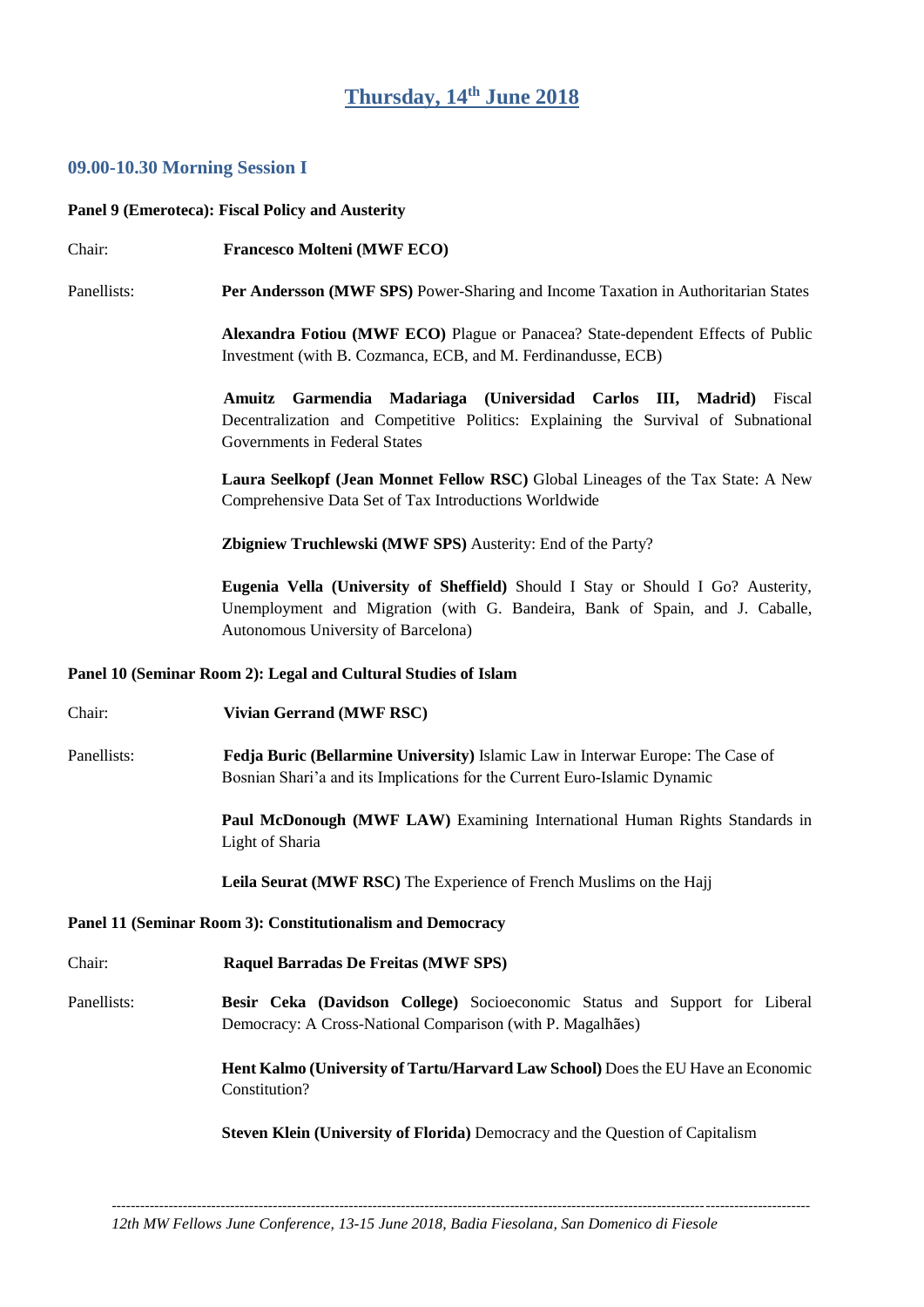# Thursday, 14th June 2018

## 09.00-10.30 Morning Session I

**Panel 9 (Emeroteca): Fiscal Policy and Austerity**

Chair: **Francesco Molteni (MWF ECO)**

Panellists:

**Per Andersson (MWF SPS)** Power-Sharing and Income Taxation in Authoritarian States

**Alexandra Fotiou (MWF ECO)** Plague or Panacea? State-dependent Effects of Public Investment (with B. Cozmanca, ECB, and M. Ferdinandusse, ECB)

**Amuitz Garmendia Madariaga (Universidad Carlos III, Madrid)** Fiscal Decentralization and Competitive Politics: Explaining the Survival of Subnational Governments in Federal States

**Laura Seelkopf (Jean Monnet Fellow RSC)** Global Lineages of the Tax State: A New Comprehensive Data Set of Tax Introductions Worldwide

**Zbigniew Truchlewski (MWF SPS)** Austerity: End of the Party?

**Eugenia Vella (University of Sheffield)** Should I Stay or Should I Go? Austerity, Unemployment and Migration (with G. Bandeira, Bank of Spain, and J. Caballe, Autonomous University of Barcelona)

**Panel 10 (Seminar Room 2): Legal and Cultural Studies of Islam**

Chair: **Vivian Gerrand (MWF RSC)**

Panellists:

**Fedja Buric (Bellarmine University)** Islamic Law in Interwar Europe: The Case of Bosnian Shari'a and its Implications for the Current Euro-Islamic Dynamic

**Paul McDonough (MWF LAW)** Examining International Human Rights Standards in Light of Sharia

**Leila Seurat (MWF RSC)** The Experience of French Muslims on the Hajj

**Panel 11 (Seminar Room 3): Constitutionalism and Democracy**

Chair: **Raquel Barradas De Freitas (MWF SPS)**

Panellists:

**Besir Ceka (Davidson College)** Socioeconomic Status and Support for Liberal Democracy: A Cross-National Comparison (with P. Magalhães)

**Hent Kalmo (University of Tartu/Harvard Law School)** Does the EU Have an Economic Constitution?

**Steven Klein (University of Florida)** Democracy and the Question of Capitalism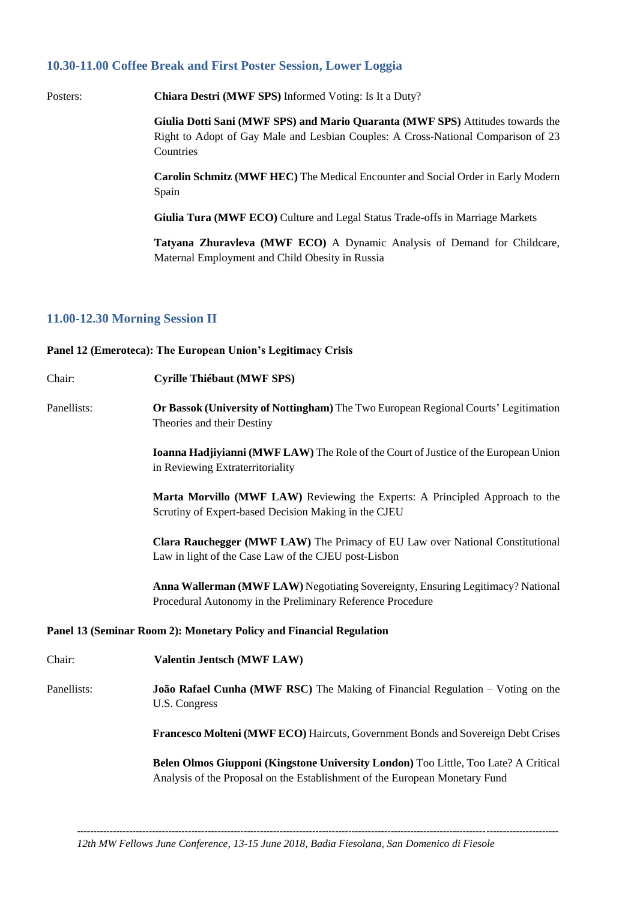### 10.30-11.00 Coffee Break and First Poster Session, Lower Loggia

Posters:

**Chiara Destri (MWF SPS)** Informed Voting: Is It a Duty?

**Giulia Dotti Sani (MWF SPS) and Mario Quaranta (MWF SPS)** Attitudes towards the Right to Adopt of Gay Male and Lesbian Couples: A Cross-National Comparison of 23 Countries

**Carolin Schmitz (MWF HEC)** The Medical Encounter and Social Order in Early Modern Spain

**Giulia Tura (MWF ECO)** Culture and Legal Status Trade-offs in Marriage Markets

**Tatyana Zhuravleva (MWF ECO)** A Dynamic Analysis of Demand for Childcare, Maternal Employment and Child Obesity in Russia

### 11.00-12.30 Morning Session II

**Panel 12 (Emeroteca): The European Union's Legitimacy Crisis**

Chair: **Cyrille Thiébaut (MWF SPS)**

Panellists:

**Or Bassok (University of Nottingham)** The Two European Regional Courts' Legitimation Theories and their Destiny

**Ioanna Hadjiyianni (MWF LAW)** The Role of the Court of Justice of the European Union in Reviewing Extraterritoriality

**Marta Morvillo (MWF LAW)** Reviewing the Experts: A Principled Approach to the Scrutiny of Expert-based Decision Making in the CJEU

**Clara Rauchegger (MWF LAW)** The Primacy of EU Law over National Constitutional Law in light of the Case Law of the CJEU post-Lisbon

**Anna Wallerman (MWF LAW)** Negotiating Sovereignty, Ensuring Legitimacy? National Procedural Autonomy in the Preliminary Reference Procedure

**Panel 13 (Seminar Room 2): Monetary Policy and Financial Regulation**

Chair: **Valentin Jentsch (MWF LAW)**

Panellists:

**João Rafael Cunha (MWF RSC)** The Making of Financial Regulation – Voting on the U.S. Congress

**Francesco Molteni (MWF ECO)** Haircuts, Government Bonds and Sovereign Debt Crises

**Belen Olmos Giupponi (Kingstone University London)** Too Little, Too Late? A Critical Analysis of the Proposal on the Establishment of the European Monetary Fund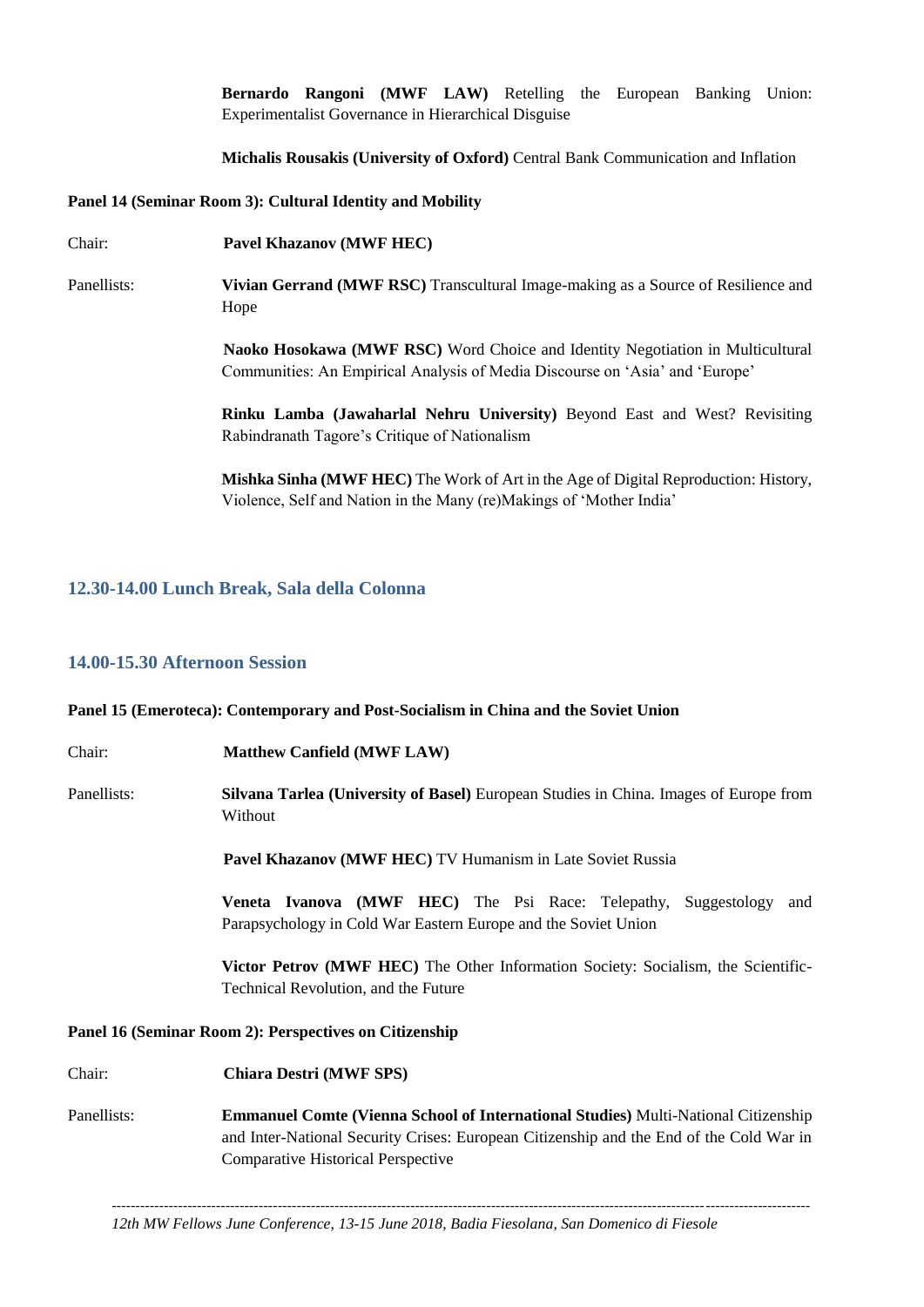**Bernardo Rangoni (MWF LAW)** Retelling the European Banking Union: Experimentalist Governance in Hierarchical Disguise

**Michalis Rousakis (University of Oxford)** Central Bank Communication and Inflation

**Panel 14 (Seminar Room 3): Cultural Identity and Mobility**

Chair: **Pavel Khazanov (MWF HEC)**

Panellists: **Vivian Gerrand (MWF RSC)** Transcultural Image-making as a Source of Resilience and Hope

**Naoko Hosokawa (MWF RSC)** Word Choice and Identity Negotiation in Multicultural Communities: An Empirical Analysis of Media Discourse on 'Asia' and 'Europe'

**Rinku Lamba (Jawaharlal Nehru University)** Beyond East and West? Revisiting Rabindranath Tagore's Critique of Nationalism

**Mishka Sinha (MWF HEC)** The Work of Art in the Age of Digital Reproduction: History, Violence, Self and Nation in the Many (re)Makings of 'Mother India'

## 12.30-14.00 Lunch Break, Sala della Colonna

## 14.00-15.30 Afternoon Session

**Panel 15 (Emeroteca): Contemporary and Post-Socialism in China and the Soviet Union**

Chair: **Matthew Canfield (MWF LAW)**

Panellists: **Silvana Tarlea (University of Basel)** European Studies in China. Images of Europe from Without

**Pavel Khazanov (MWF HEC)** TV Humanism in Late Soviet Russia

**Veneta Ivanova (MWF HEC)** The Psi Race: Telepathy, Suggestology and Parapsychology in Cold War Eastern Europe and the Soviet Union

**Victor Petrov (MWF HEC)** The Other Information Society: Socialism, the Scientific-Technical Revolution, and the Future

**Panel 16 (Seminar Room 2): Perspectives on Citizenship**

Chair: **Chiara Destri (MWF SPS)**

Panellists: **Emmanuel Comte (Vienna School of International Studies)** Multi-National Citizenship and Inter-National Security Crises: European Citizenship and the End of the Cold War in Comparative Historical Perspective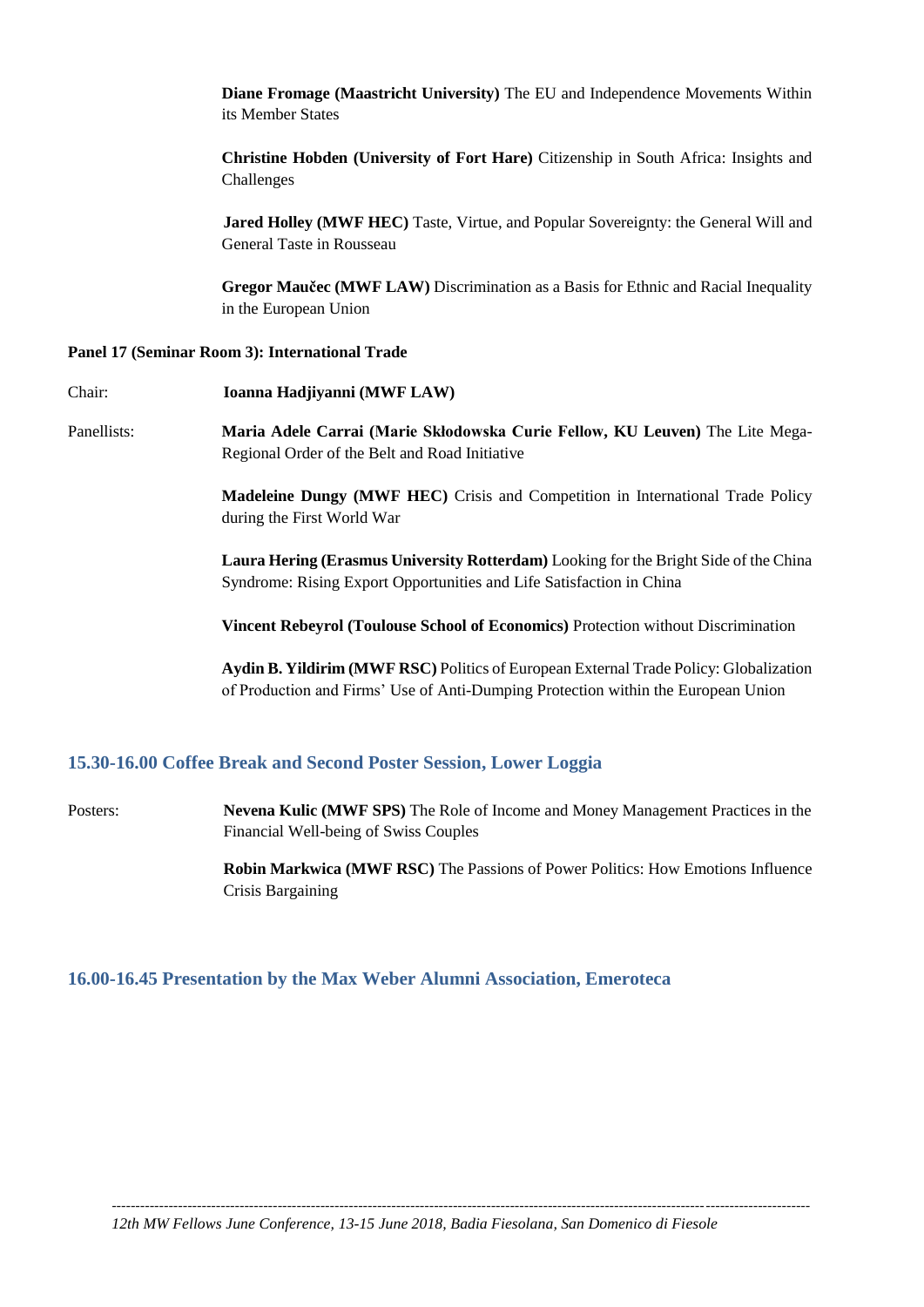**Diane Fromage (Maastricht University)** The EU and Independence Movements Within its Member States

**Christine Hobden (University of Fort Hare)** Citizenship in South Africa: Insights and Challenges

**Jared Holley (MWF HEC)** Taste, Virtue, and Popular Sovereignty: the General Will and General Taste in Rousseau

**Gregor Maučec (MWF LAW)** Discrimination as a Basis for Ethnic and Racial Inequality in the European Union

**Panel 17 (Seminar Room 3): International Trade**

Chair: **Ioanna Hadjiyanni (MWF LAW)**

Panellists:

**Maria Adele Carrai (Marie Skłodowska Curie Fellow, KU Leuven)** The Lite Mega-Regional Order of the Belt and Road Initiative

**Madeleine Dungy (MWF HEC)** Crisis and Competition in International Trade Policy during the First World War

**Laura Hering (Erasmus University Rotterdam)** Looking for the Bright Side of the China Syndrome: Rising Export Opportunities and Life Satisfaction in China

**Vincent Rebeyrol (Toulouse School of Economics)** Protection without Discrimination

**Aydin B. Yildirim (MWF RSC)** Politics of European External Trade Policy: Globalization of Production and Firms' Use of Anti-Dumping Protection within the European Union

## 15.30-16.00 Coffee Break and Second Poster Session, Lower Loggia

Posters:

**Nevena Kulic (MWF SPS)** The Role of Income and Money Management Practices in the Financial Well-being of Swiss Couples

**Robin Markwica (MWF RSC)** The Passions of Power Politics: How Emotions Influence Crisis Bargaining

## 16.00-16.45 Presentation by the Max Weber Alumni Association, Emeroteca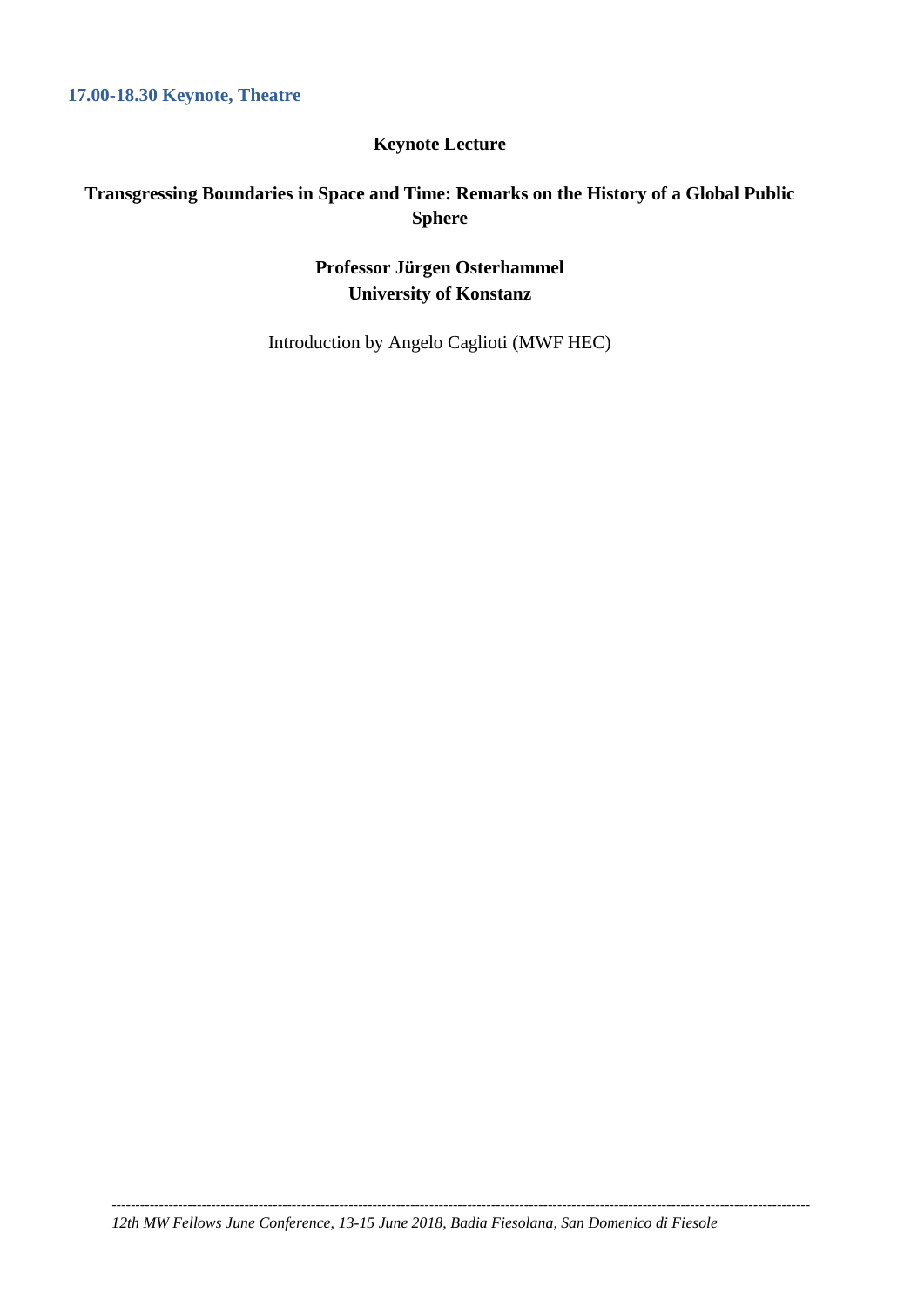**17.00-18.30 Keynote, Theatre**

**Keynote Lecture**

**Transgressing Boundaries in Space and Time: Remarks on the History of a Global Public Sphere**

**Professor Jürgen Osterhammel**
**University of Konstanz**

Introduction by Angelo Caglioti (MWF HEC)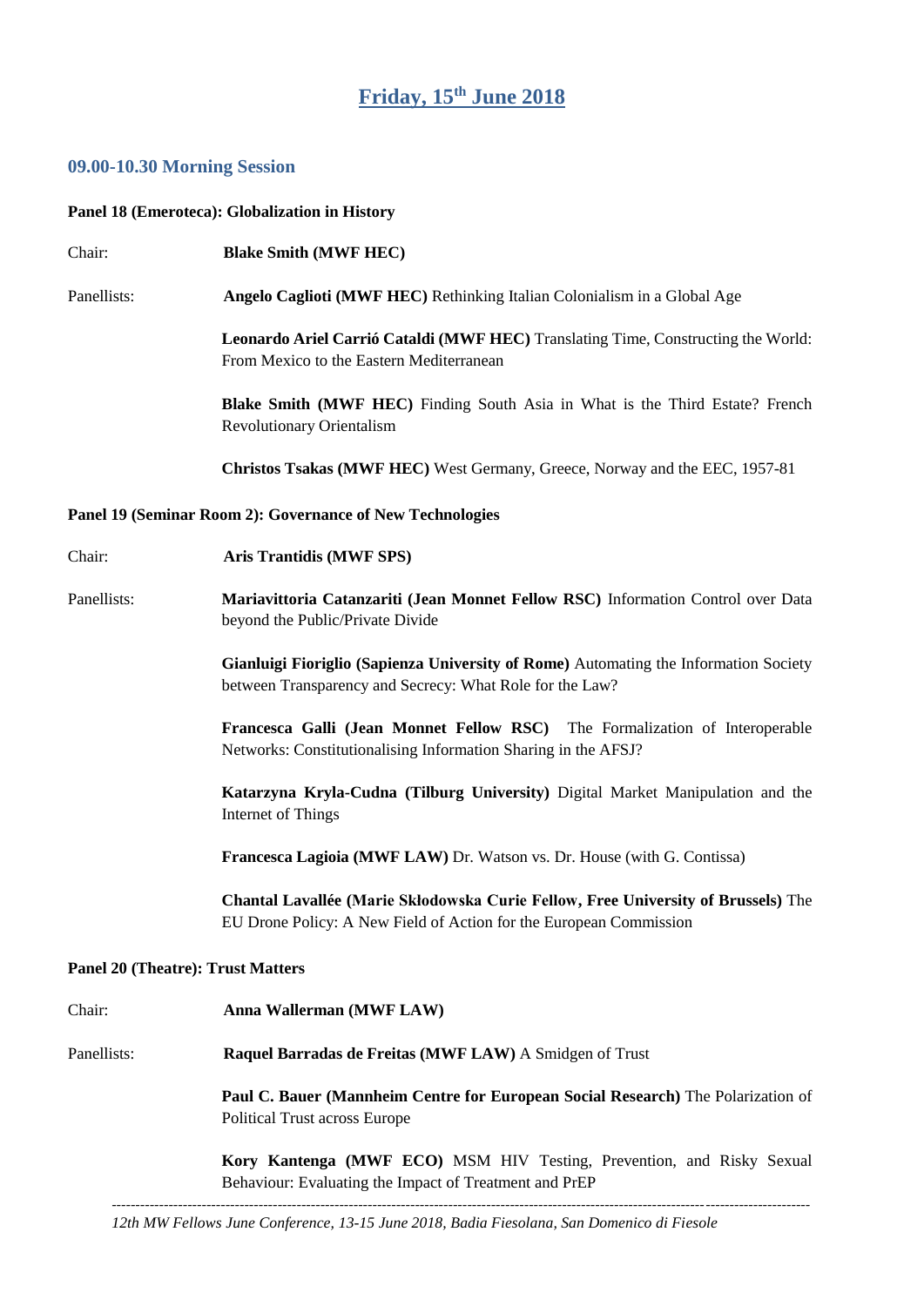# Friday, 15th June 2018

## 09.00-10.30 Morning Session

**Panel 18 (Emeroteca): Globalization in History**

Chair: **Blake Smith (MWF HEC)**

Panellists:

**Angelo Caglioti (MWF HEC)** Rethinking Italian Colonialism in a Global Age

**Leonardo Ariel Carrió Cataldi (MWF HEC)** Translating Time, Constructing the World: From Mexico to the Eastern Mediterranean

**Blake Smith (MWF HEC)** Finding South Asia in What is the Third Estate? French Revolutionary Orientalism

**Christos Tsakas (MWF HEC)** West Germany, Greece, Norway and the EEC, 1957-81

**Panel 19 (Seminar Room 2): Governance of New Technologies**

Chair: **Aris Trantidis (MWF SPS)**

Panellists:

**Mariavittoria Catanzariti (Jean Monnet Fellow RSC)** Information Control over Data beyond the Public/Private Divide

**Gianluigi Fioriglio (Sapienza University of Rome)** Automating the Information Society between Transparency and Secrecy: What Role for the Law?

**Francesca Galli (Jean Monnet Fellow RSC)** The Formalization of Interoperable Networks: Constitutionalising Information Sharing in the AFSJ?

**Katarzyna Kryla-Cudna (Tilburg University)** Digital Market Manipulation and the Internet of Things

**Francesca Lagioia (MWF LAW)** Dr. Watson vs. Dr. House (with G. Contissa)

**Chantal Lavallée (Marie Skłodowska Curie Fellow, Free University of Brussels)** The EU Drone Policy: A New Field of Action for the European Commission

**Panel 20 (Theatre): Trust Matters**

Chair: **Anna Wallerman (MWF LAW)**

Panellists:

**Raquel Barradas de Freitas (MWF LAW)** A Smidgen of Trust

**Paul C. Bauer (Mannheim Centre for European Social Research)** The Polarization of Political Trust across Europe

**Kory Kantenga (MWF ECO)** MSM HIV Testing, Prevention, and Risky Sexual Behaviour: Evaluating the Impact of Treatment and PrEP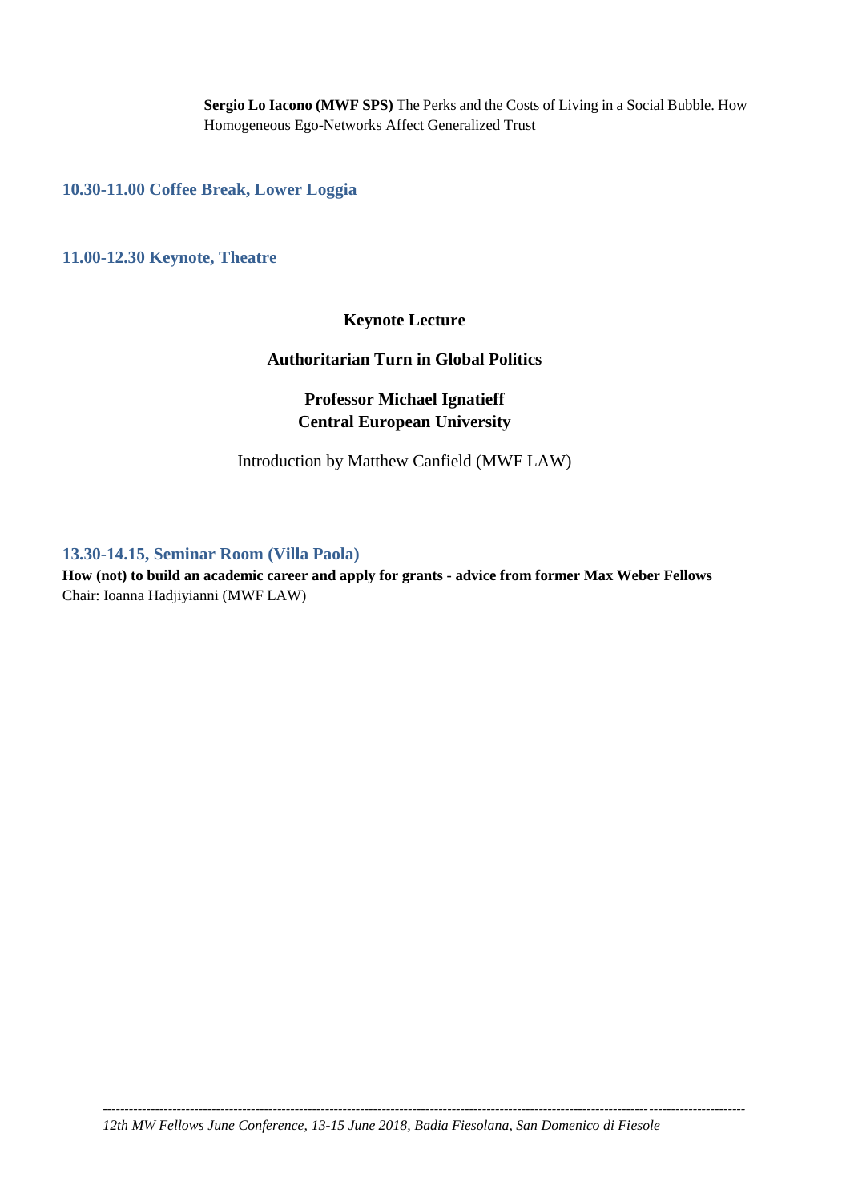**Sergio Lo Iacono (MWF SPS)** The Perks and the Costs of Living in a Social Bubble. How Homogeneous Ego-Networks Affect Generalized Trust

### 10.30-11.00 Coffee Break, Lower Loggia

### 11.00-12.30 Keynote, Theatre

**Keynote Lecture**

**Authoritarian Turn in Global Politics**

**Professor Michael Ignatieff**
**Central European University**

Introduction by Matthew Canfield (MWF LAW)

### 13.30-14.15, Seminar Room (Villa Paola)

**How (not) to build an academic career and apply for grants - advice from former Max Weber Fellows**
Chair: Ioanna Hadjiyianni (MWF LAW)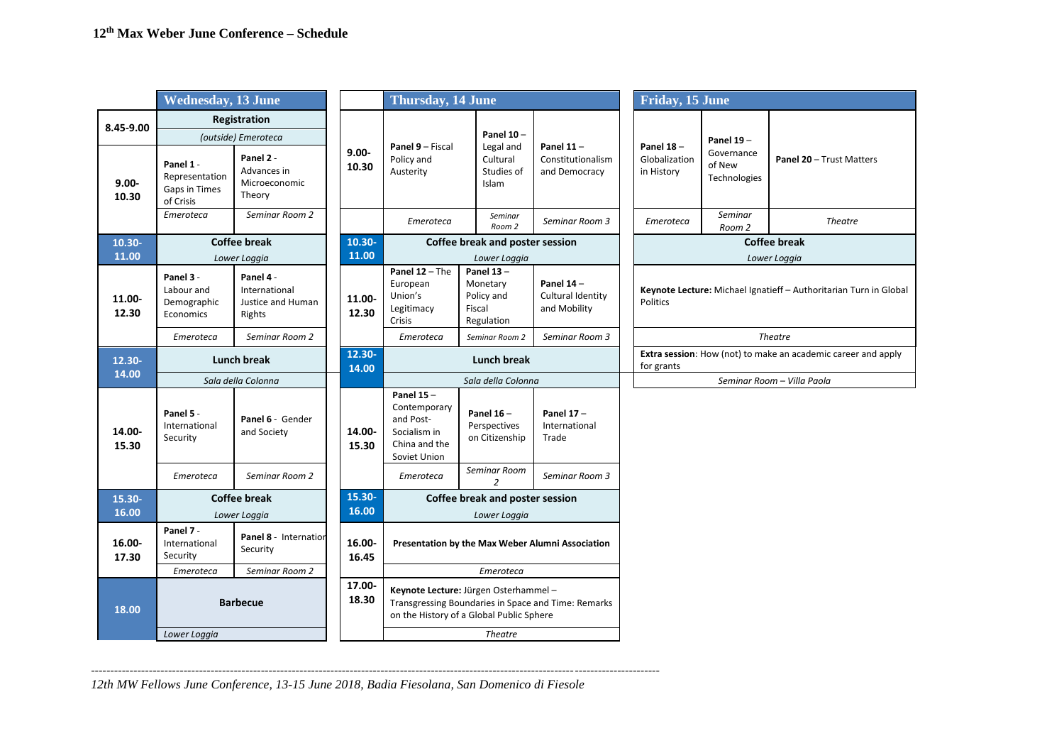# 12th Max Weber June Conference – Schedule

## Wednesday, 13 June

| Time | | |
|---|---|---|
| 8.45-9.00 | **Registration** *(outside) Emeroteca* | |
| 9.00-10.30 | **Panel 1** - Representation Gaps in Times of Crisis *Emeroteca* | **Panel 2** - Advances in Microeconomic Theory *Seminar Room 2* |
| 10.30-11.00 | **Coffee break** *Lower Loggia* | |
| 11.00-12.30 | **Panel 3** - Labour and Demographic Economics *Emeroteca* | **Panel 4** - International Justice and Human Rights *Seminar Room 2* |
| 12.30-14.00 | **Lunch break** *Sala della Colonna* | |
| 14.00-15.30 | **Panel 5** - International Security *Emeroteca* | **Panel 6** - Gender and Society *Seminar Room 2* |
| 15.30-16.00 | **Coffee break** *Lower Loggia* | |
| 16.00-17.30 | **Panel 7** - International Security *Emeroteca* | **Panel 8** - International Security *Seminar Room 2* |
| 18.00 | **Barbecue** *Lower Loggia* | |

## Thursday, 14 June

| Time | | | |
|---|---|---|---|
| 9.00-10.30 | **Panel 9** – Fiscal Policy and Austerity *Emeroteca* | **Panel 10** – Legal and Cultural Studies of Islam *Seminar Room 2* | **Panel 11** – Constitutionalism and Democracy *Seminar Room 3* |
| 10.30-11.00 | **Coffee break and poster session** *Lower Loggia* | | |
| 11.00-12.30 | **Panel 12** – The European Union's Legitimacy Crisis *Emeroteca* | **Panel 13** – Monetary Policy and Fiscal Regulation *Seminar Room 2* | **Panel 14** – Cultural Identity and Mobility *Seminar Room 3* |
| 12.30-14.00 | **Lunch break** *Sala della Colonna* | | |
| 14.00-15.30 | **Panel 15** – Contemporary and Post-Socialism in China and the Soviet Union *Emeroteca* | **Panel 16** – Perspectives on Citizenship *Seminar Room 2* | **Panel 17** – International Trade *Seminar Room 3* |
| 15.30-16.00 | **Coffee break and poster session** *Lower Loggia* | | |
| 16.00-16.45 | **Presentation by the Max Weber Alumni Association** *Emeroteca* | | |
| 17.00-18.30 | **Keynote Lecture:** Jürgen Osterhammel – Transgressing Boundaries in Space and Time: Remarks on the History of a Global Public Sphere *Theatre* | | |

## Friday, 15 June

| Time | | | |
|---|---|---|---|
| 9.00-10.30 | **Panel 18** – Globalization in History *Emeroteca* | **Panel 19** – Governance of New Technologies *Seminar Room 2* | **Panel 20** – Trust Matters *Theatre* |
| 10.30-11.00 | **Coffee break** *Lower Loggia* | | |
| 11.00-12.30 | **Keynote Lecture:** Michael Ignatieff – Authoritarian Turn in Global Politics *Theatre* | | |
| 12.30-14.00 | **Extra session**: How (not) to make an academic career and apply for grants *Seminar Room – Villa Paola* | | |

---

*12th MW Fellows June Conference, 13-15 June 2018, Badia Fiesolana, San Domenico di Fiesole*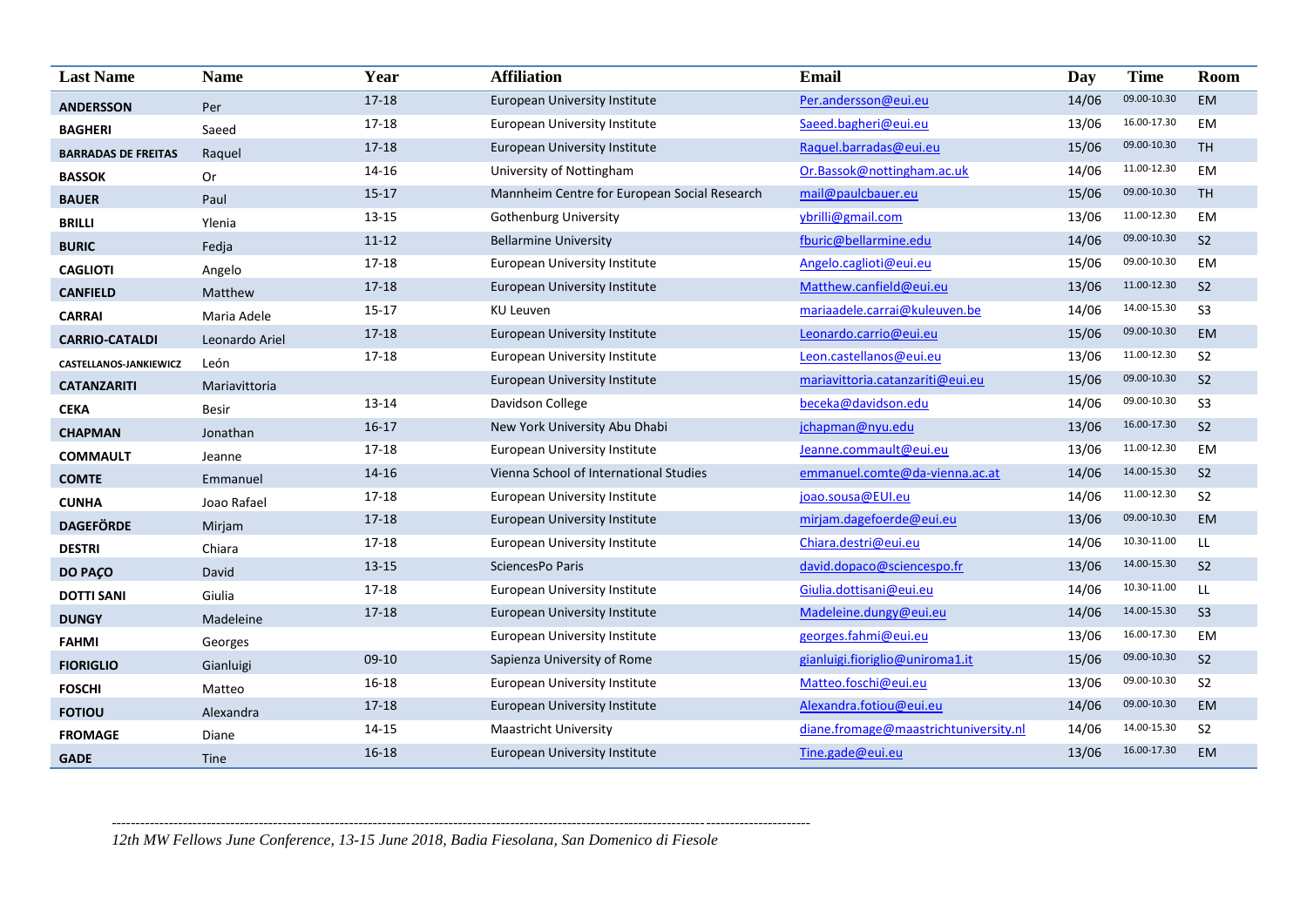| Last Name | Name | Year | Affiliation | Email | Day | Time | Room |
|---|---|---|---|---|---|---|---|
| **ANDERSSON** | Per | 17-18 | European University Institute | Per.andersson@eui.eu | 14/06 | 09.00-10.30 | EM |
| **BAGHERI** | Saeed | 17-18 | European University Institute | Saeed.bagheri@eui.eu | 13/06 | 16.00-17.30 | EM |
| **BARRADAS DE FREITAS** | Raquel | 17-18 | European University Institute | Raquel.barradas@eui.eu | 15/06 | 09.00-10.30 | TH |
| **BASSOK** | Or | 14-16 | University of Nottingham | Or.Bassok@nottingham.ac.uk | 14/06 | 11.00-12.30 | EM |
| **BAUER** | Paul | 15-17 | Mannheim Centre for European Social Research | mail@paulcbauer.eu | 15/06 | 09.00-10.30 | TH |
| **BRILLI** | Ylenia | 13-15 | Gothenburg University | ybrilli@gmail.com | 13/06 | 11.00-12.30 | EM |
| **BURIC** | Fedja | 11-12 | Bellarmine University | fburic@bellarmine.edu | 14/06 | 09.00-10.30 | S2 |
| **CAGLIOTI** | Angelo | 17-18 | European University Institute | Angelo.caglioti@eui.eu | 15/06 | 09.00-10.30 | EM |
| **CANFIELD** | Matthew | 17-18 | European University Institute | Matthew.canfield@eui.eu | 13/06 | 11.00-12.30 | S2 |
| **CARRAI** | Maria Adele | 15-17 | KU Leuven | mariaadele.carrai@kuleuven.be | 14/06 | 14.00-15.30 | S3 |
| **CARRIO-CATALDI** | Leonardo Ariel | 17-18 | European University Institute | Leonardo.carrio@eui.eu | 15/06 | 09.00-10.30 | EM |
| **CASTELLANOS-JANKIEWICZ** | León | 17-18 | European University Institute | Leon.castellanos@eui.eu | 13/06 | 11.00-12.30 | S2 |
| **CATANZARITI** | Mariavittoria | | European University Institute | mariavittoria.catanzariti@eui.eu | 15/06 | 09.00-10.30 | S2 |
| **CEKA** | Besir | 13-14 | Davidson College | beceka@davidson.edu | 14/06 | 09.00-10.30 | S3 |
| **CHAPMAN** | Jonathan | 16-17 | New York University Abu Dhabi | jchapman@nyu.edu | 13/06 | 16.00-17.30 | S2 |
| **COMMAULT** | Jeanne | 17-18 | European University Institute | Jeanne.commault@eui.eu | 13/06 | 11.00-12.30 | EM |
| **COMTE** | Emmanuel | 14-16 | Vienna School of International Studies | emmanuel.comte@da-vienna.ac.at | 14/06 | 14.00-15.30 | S2 |
| **CUNHA** | Joao Rafael | 17-18 | European University Institute | joao.sousa@EUI.eu | 14/06 | 11.00-12.30 | S2 |
| **DAGEFÖRDE** | Mirjam | 17-18 | European University Institute | mirjam.dagefoerde@eui.eu | 13/06 | 09.00-10.30 | EM |
| **DESTRI** | Chiara | 17-18 | European University Institute | Chiara.destri@eui.eu | 14/06 | 10.30-11.00 | LL |
| **DO PAÇO** | David | 13-15 | SciencesPo Paris | david.dopaco@sciencespo.fr | 13/06 | 14.00-15.30 | S2 |
| **DOTTI SANI** | Giulia | 17-18 | European University Institute | Giulia.dottisani@eui.eu | 14/06 | 10.30-11.00 | LL |
| **DUNGY** | Madeleine | 17-18 | European University Institute | Madeleine.dungy@eui.eu | 14/06 | 14.00-15.30 | S3 |
| **FAHMI** | Georges | | European University Institute | georges.fahmi@eui.eu | 13/06 | 16.00-17.30 | EM |
| **FIORIGLIO** | Gianluigi | 09-10 | Sapienza University of Rome | gianluigi.fioriglio@uniroma1.it | 15/06 | 09.00-10.30 | S2 |
| **FOSCHI** | Matteo | 16-18 | European University Institute | Matteo.foschi@eui.eu | 13/06 | 09.00-10.30 | S2 |
| **FOTIOU** | Alexandra | 17-18 | European University Institute | Alexandra.fotiou@eui.eu | 14/06 | 09.00-10.30 | EM |
| **FROMAGE** | Diane | 14-15 | Maastricht University | diane.fromage@maastrichtuniversity.nl | 14/06 | 14.00-15.30 | S2 |
| **GADE** | Tine | 16-18 | European University Institute | Tine.gade@eui.eu | 13/06 | 16.00-17.30 | EM |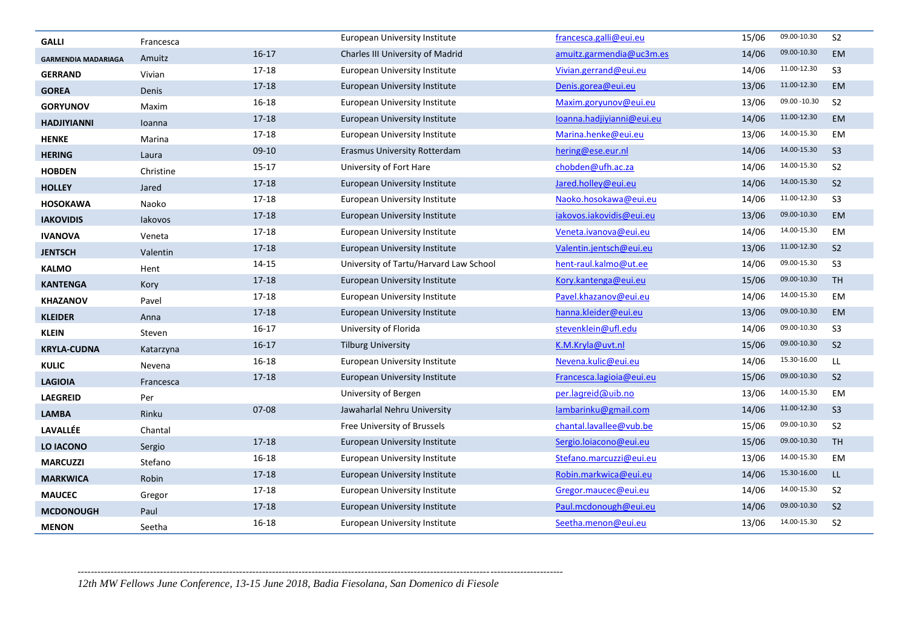| | | | | | | | |
|---|---|---|---|---|---|---|---|
| **GALLI** | Francesca | | European University Institute | francesca.galli@eui.eu | 15/06 | 09.00-10.30 | S2 |
| **GARMENDIA MADARIAGA** | Amuitz | 16-17 | Charles III University of Madrid | amuitz.garmendia@uc3m.es | 14/06 | 09.00-10.30 | EM |
| **GERRAND** | Vivian | 17-18 | European University Institute | Vivian.gerrand@eui.eu | 14/06 | 11.00-12.30 | S3 |
| **GOREA** | Denis | 17-18 | European University Institute | Denis.gorea@eui.eu | 13/06 | 11.00-12.30 | EM |
| **GORYUNOV** | Maxim | 16-18 | European University Institute | Maxim.goryunov@eui.eu | 13/06 | 09.00 -10.30 | S2 |
| **HADJIYIANNI** | Ioanna | 17-18 | European University Institute | Ioanna.hadjiyianni@eui.eu | 14/06 | 11.00-12.30 | EM |
| **HENKE** | Marina | 17-18 | European University Institute | Marina.henke@eui.eu | 13/06 | 14.00-15.30 | EM |
| **HERING** | Laura | 09-10 | Erasmus University Rotterdam | hering@ese.eur.nl | 14/06 | 14.00-15.30 | S3 |
| **HOBDEN** | Christine | 15-17 | University of Fort Hare | chobden@ufh.ac.za | 14/06 | 14.00-15.30 | S2 |
| **HOLLEY** | Jared | 17-18 | European University Institute | Jared.holley@eui.eu | 14/06 | 14.00-15.30 | S2 |
| **HOSOKAWA** | Naoko | 17-18 | European University Institute | Naoko.hosokawa@eui.eu | 14/06 | 11.00-12.30 | S3 |
| **IAKOVIDIS** | Iakovos | 17-18 | European University Institute | iakovos.iakovidis@eui.eu | 13/06 | 09.00-10.30 | EM |
| **IVANOVA** | Veneta | 17-18 | European University Institute | Veneta.ivanova@eui.eu | 14/06 | 14.00-15.30 | EM |
| **JENTSCH** | Valentin | 17-18 | European University Institute | Valentin.jentsch@eui.eu | 13/06 | 11.00-12.30 | S2 |
| **KALMO** | Hent | 14-15 | University of Tartu/Harvard Law School | hent-raul.kalmo@ut.ee | 14/06 | 09.00-15.30 | S3 |
| **KANTENGA** | Kory | 17-18 | European University Institute | Kory.kantenga@eui.eu | 15/06 | 09.00-10.30 | TH |
| **KHAZANOV** | Pavel | 17-18 | European University Institute | Pavel.khazanov@eui.eu | 14/06 | 14.00-15.30 | EM |
| **KLEIDER** | Anna | 17-18 | European University Institute | hanna.kleider@eui.eu | 13/06 | 09.00-10.30 | EM |
| **KLEIN** | Steven | 16-17 | University of Florida | stevenklein@ufl.edu | 14/06 | 09.00-10.30 | S3 |
| **KRYLA-CUDNA** | Katarzyna | 16-17 | Tilburg University | K.M.Kryla@uvt.nl | 15/06 | 09.00-10.30 | S2 |
| **KULIC** | Nevena | 16-18 | European University Institute | Nevena.kulic@eui.eu | 14/06 | 15.30-16.00 | LL |
| **LAGIOIA** | Francesca | 17-18 | European University Institute | Francesca.lagioia@eui.eu | 15/06 | 09.00-10.30 | S2 |
| **LAEGREID** | Per | | University of Bergen | per.lagreid@uib.no | 13/06 | 14.00-15.30 | EM |
| **LAMBA** | Rinku | 07-08 | Jawaharlal Nehru University | lambarinku@gmail.com | 14/06 | 11.00-12.30 | S3 |
| **LAVALLÉE** | Chantal | | Free University of Brussels | chantal.lavallee@vub.be | 15/06 | 09.00-10.30 | S2 |
| **LO IACONO** | Sergio | 17-18 | European University Institute | Sergio.loiacono@eui.eu | 15/06 | 09.00-10.30 | TH |
| **MARCUZZI** | Stefano | 16-18 | European University Institute | Stefano.marcuzzi@eui.eu | 13/06 | 14.00-15.30 | EM |
| **MARKWICA** | Robin | 17-18 | European University Institute | Robin.markwica@eui.eu | 14/06 | 15.30-16.00 | LL |
| **MAUCEC** | Gregor | 17-18 | European University Institute | Gregor.maucec@eui.eu | 14/06 | 14.00-15.30 | S2 |
| **MCDONOUGH** | Paul | 17-18 | European University Institute | Paul.mcdonough@eui.eu | 14/06 | 09.00-10.30 | S2 |
| **MENON** | Seetha | 16-18 | European University Institute | Seetha.menon@eui.eu | 13/06 | 14.00-15.30 | S2 |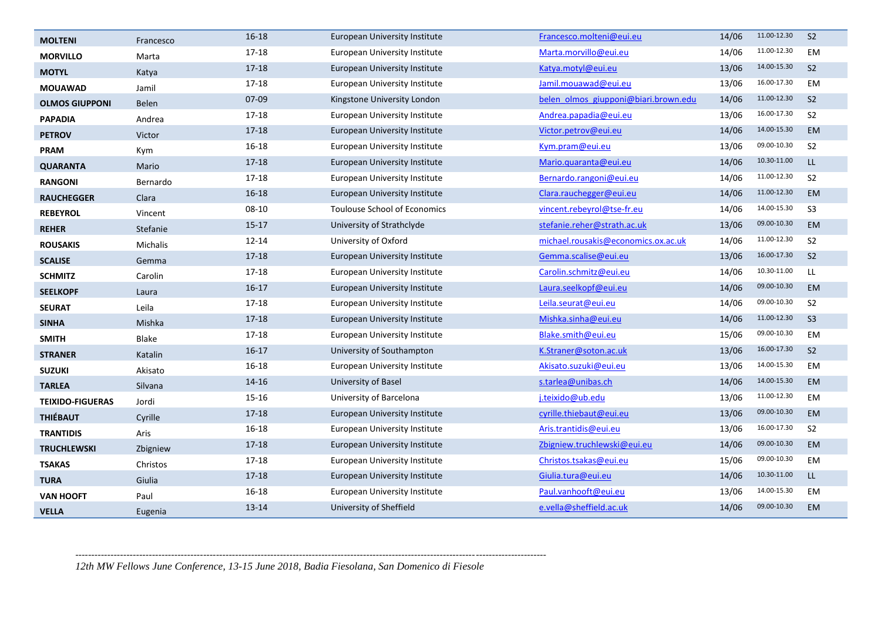| | | | | | | | |
|---|---|---|---|---|---|---|---|
| **MOLTENI** | Francesco | 16-18 | European University Institute | Francesco.molteni@eui.eu | 14/06 | 11.00-12.30 | S2 |
| **MORVILLO** | Marta | 17-18 | European University Institute | Marta.morvillo@eui.eu | 14/06 | 11.00-12.30 | EM |
| **MOTYL** | Katya | 17-18 | European University Institute | Katya.motyl@eui.eu | 13/06 | 14.00-15.30 | S2 |
| **MOUAWAD** | Jamil | 17-18 | European University Institute | Jamil.mouawad@eui.eu | 13/06 | 16.00-17.30 | EM |
| **OLMOS GIUPPONI** | Belen | 07-09 | Kingstone University London | belen_olmos_giupponi@biari.brown.edu | 14/06 | 11.00-12.30 | S2 |
| **PAPADIA** | Andrea | 17-18 | European University Institute | Andrea.papadia@eui.eu | 13/06 | 16.00-17.30 | S2 |
| **PETROV** | Victor | 17-18 | European University Institute | Victor.petrov@eui.eu | 14/06 | 14.00-15.30 | EM |
| **PRAM** | Kym | 16-18 | European University Institute | Kym.pram@eui.eu | 13/06 | 09.00-10.30 | S2 |
| **QUARANTA** | Mario | 17-18 | European University Institute | Mario.quaranta@eui.eu | 14/06 | 10.30-11.00 | LL |
| **RANGONI** | Bernardo | 17-18 | European University Institute | Bernardo.rangoni@eui.eu | 14/06 | 11.00-12.30 | S2 |
| **RAUCHEGGER** | Clara | 16-18 | European University Institute | Clara.rauchegger@eui.eu | 14/06 | 11.00-12.30 | EM |
| **REBEYROL** | Vincent | 08-10 | Toulouse School of Economics | vincent.rebeyrol@tse-fr.eu | 14/06 | 14.00-15.30 | S3 |
| **REHER** | Stefanie | 15-17 | University of Strathclyde | stefanie.reher@strath.ac.uk | 13/06 | 09.00-10.30 | EM |
| **ROUSAKIS** | Michalis | 12-14 | University of Oxford | michael.rousakis@economics.ox.ac.uk | 14/06 | 11.00-12.30 | S2 |
| **SCALISE** | Gemma | 17-18 | European University Institute | Gemma.scalise@eui.eu | 13/06 | 16.00-17.30 | S2 |
| **SCHMITZ** | Carolin | 17-18 | European University Institute | Carolin.schmitz@eui.eu | 14/06 | 10.30-11.00 | LL |
| **SEELKOPF** | Laura | 16-17 | European University Institute | Laura.seelkopf@eui.eu | 14/06 | 09.00-10.30 | EM |
| **SEURAT** | Leila | 17-18 | European University Institute | Leila.seurat@eui.eu | 14/06 | 09.00-10.30 | S2 |
| **SINHA** | Mishka | 17-18 | European University Institute | Mishka.sinha@eui.eu | 14/06 | 11.00-12.30 | S3 |
| **SMITH** | Blake | 17-18 | European University Institute | Blake.smith@eui.eu | 15/06 | 09.00-10.30 | EM |
| **STRANER** | Katalin | 16-17 | University of Southampton | K.Straner@soton.ac.uk | 13/06 | 16.00-17.30 | S2 |
| **SUZUKI** | Akisato | 16-18 | European University Institute | Akisato.suzuki@eui.eu | 13/06 | 14.00-15.30 | EM |
| **TARLEA** | Silvana | 14-16 | University of Basel | s.tarlea@unibas.ch | 14/06 | 14.00-15.30 | EM |
| **TEIXIDO-FIGUERAS** | Jordi | 15-16 | University of Barcelona | j.teixido@ub.edu | 13/06 | 11.00-12.30 | EM |
| **THIÉBAUT** | Cyrille | 17-18 | European University Institute | cyrille.thiebaut@eui.eu | 13/06 | 09.00-10.30 | EM |
| **TRANTIDIS** | Aris | 16-18 | European University Institute | Aris.trantidis@eui.eu | 13/06 | 16.00-17.30 | S2 |
| **TRUCHLEWSKI** | Zbigniew | 17-18 | European University Institute | Zbigniew.truchlewski@eui.eu | 14/06 | 09.00-10.30 | EM |
| **TSAKAS** | Christos | 17-18 | European University Institute | Christos.tsakas@eui.eu | 15/06 | 09.00-10.30 | EM |
| **TURA** | Giulia | 17-18 | European University Institute | Giulia.tura@eui.eu | 14/06 | 10.30-11.00 | LL |
| **VAN HOOFT** | Paul | 16-18 | European University Institute | Paul.vanhooft@eui.eu | 13/06 | 14.00-15.30 | EM |
| **VELLA** | Eugenia | 13-14 | University of Sheffield | e.vella@sheffield.ac.uk | 14/06 | 09.00-10.30 | EM |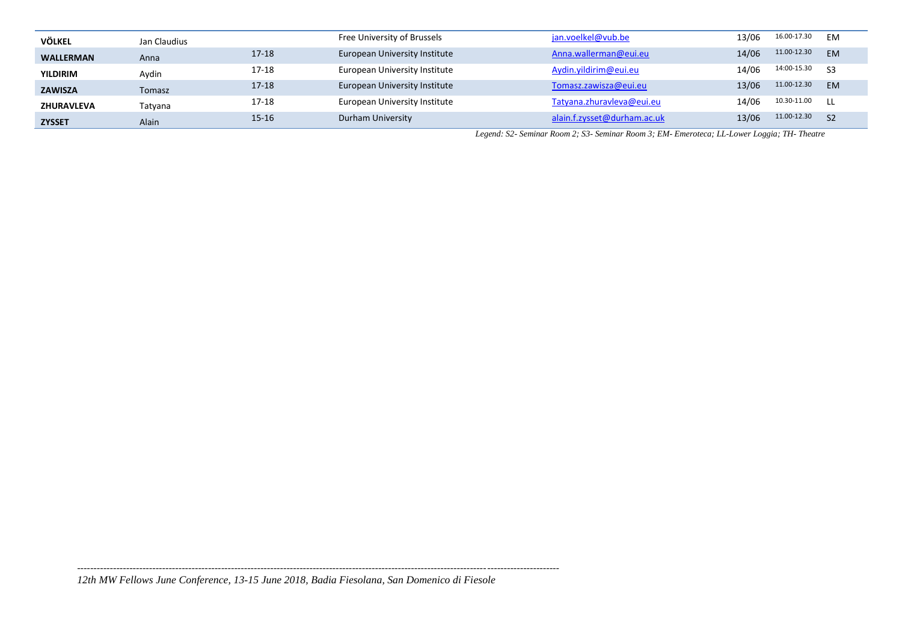| | | | | | | | |
|---|---|---|---|---|---|---|---|
| **VÖLKEL** | Jan Claudius | | Free University of Brussels | jan.voelkel@vub.be | 13/06 | 16.00-17.30 | EM |
| **WALLERMAN** | Anna | 17-18 | European University Institute | Anna.wallerman@eui.eu | 14/06 | 11.00-12.30 | EM |
| **YILDIRIM** | Aydin | 17-18 | European University Institute | Aydin.yildirim@eui.eu | 14/06 | 14:00-15.30 | S3 |
| **ZAWISZA** | Tomasz | 17-18 | European University Institute | Tomasz.zawisza@eui.eu | 13/06 | 11.00-12.30 | EM |
| **ZHURAVLEVA** | Tatyana | 17-18 | European University Institute | Tatyana.zhuravleva@eui.eu | 14/06 | 10.30-11.00 | LL |
| **ZYSSET** | Alain | 15-16 | Durham University | alain.f.zysset@durham.ac.uk | 13/06 | 11.00-12.30 | S2 |

*Legend: S2- Seminar Room 2; S3- Seminar Room 3; EM- Emeroteca; LL-Lower Loggia; TH- Theatre*